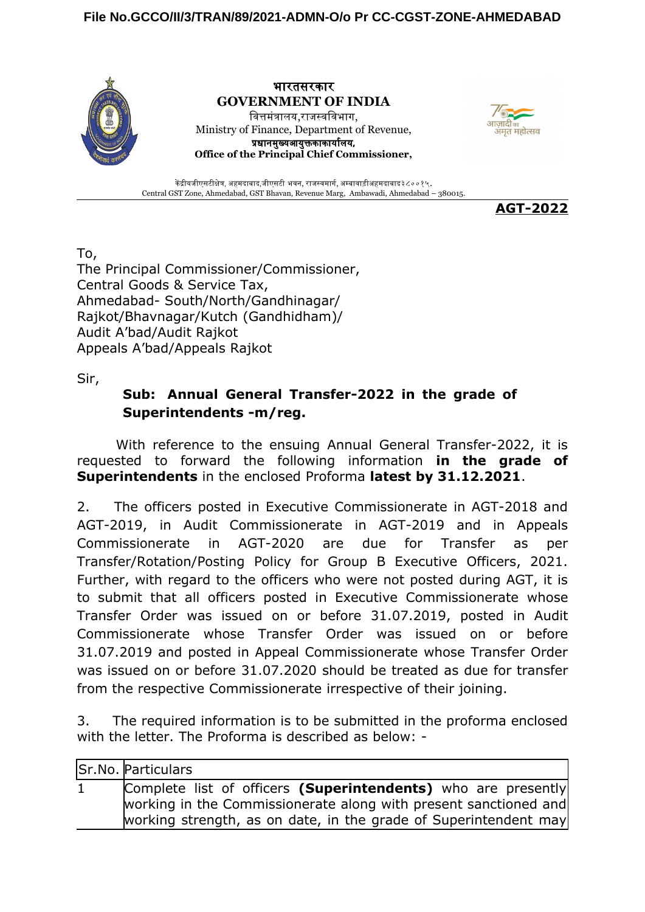File No.GCCO/II/3/TRAN/89/2021-ADMN-O/o Pr CC-CGST-ZONE-AHMEDABAD

**भारतसरकार**
**GOVERNMENT OF INDIA**
वित्तमंत्रालय,राजस्वविभाग,
Ministry of Finance, Department of Revenue,
**प्रधानमुख्यआयुक्तकाकार्यालय,**
**Office of the Principal Chief Commissioner,**

केंद्रीयजीएसटीक्षेत्र, अहमदाबाद,जीएसटी भवन, राजस्वमार्ग, अम्बावाडीअहमदाबाद३८००१५.
Central GST Zone, Ahmedabad, GST Bhavan, Revenue Marg, Ambawadi, Ahmedabad – 380015.

**AGT-2022**

To,
The Principal Commissioner/Commissioner,
Central Goods & Service Tax,
Ahmedabad- South/North/Gandhinagar/
Rajkot/Bhavnagar/Kutch (Gandhidham)/
Audit A'bad/Audit Rajkot
Appeals A'bad/Appeals Rajkot

Sir,

**Sub: Annual General Transfer-2022 in the grade of Superintendents -m/reg.**

With reference to the ensuing Annual General Transfer-2022, it is requested to forward the following information **in the grade of Superintendents** in the enclosed Proforma **latest by 31.12.2021**.

2. The officers posted in Executive Commissionerate in AGT-2018 and AGT-2019, in Audit Commissionerate in AGT-2019 and in Appeals Commissionerate in AGT-2020 are due for Transfer as per Transfer/Rotation/Posting Policy for Group B Executive Officers, 2021. Further, with regard to the officers who were not posted during AGT, it is to submit that all officers posted in Executive Commissionerate whose Transfer Order was issued on or before 31.07.2019, posted in Audit Commissionerate whose Transfer Order was issued on or before 31.07.2019 and posted in Appeal Commissionerate whose Transfer Order was issued on or before 31.07.2020 should be treated as due for transfer from the respective Commissionerate irrespective of their joining.

3. The required information is to be submitted in the proforma enclosed with the letter. The Proforma is described as below: -

| Sr.No. | Particulars |
|---|---|
| 1 | Complete list of officers **(Superintendents)** who are presently working in the Commissionerate along with present sanctioned and working strength, as on date, in the grade of Superintendent may |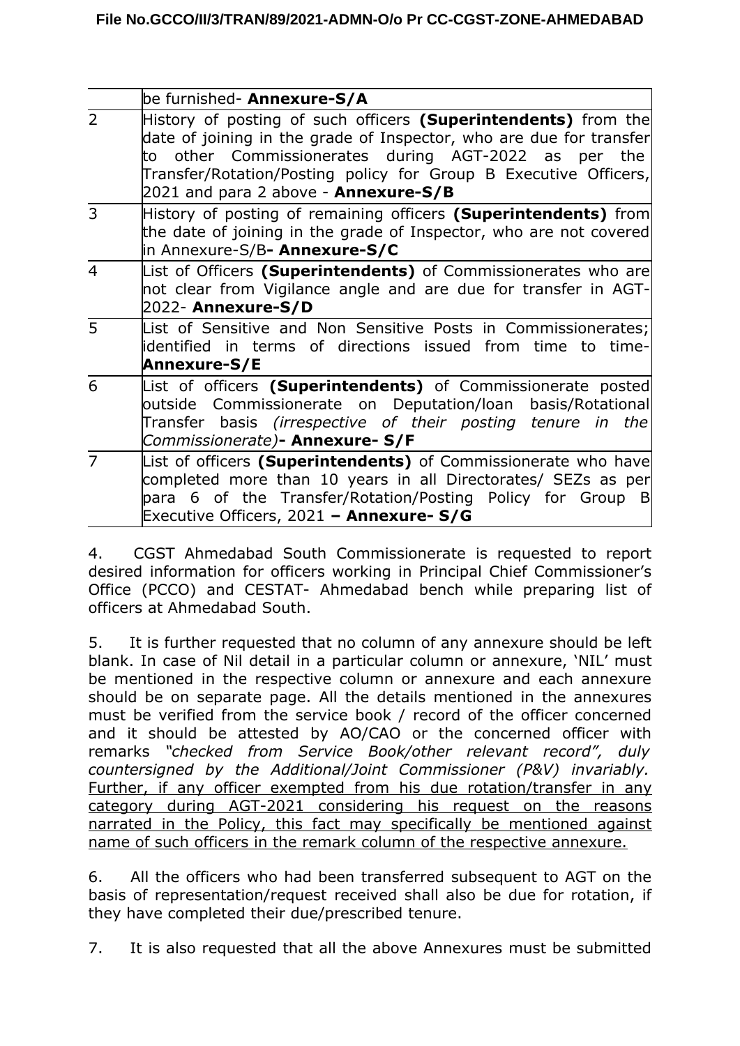| | |
|---|---|
| | be furnished- **Annexure-S/A** |
| 2 | History of posting of such officers **(Superintendents)** from the date of joining in the grade of Inspector, who are due for transfer to other Commissionerates during AGT-2022 as per the Transfer/Rotation/Posting policy for Group B Executive Officers, 2021 and para 2 above - **Annexure-S/B** |
| 3 | History of posting of remaining officers **(Superintendents)** from the date of joining in the grade of Inspector, who are not covered in Annexure-S/B**- Annexure-S/C** |
| 4 | List of Officers **(Superintendents)** of Commissionerates who are not clear from Vigilance angle and are due for transfer in AGT-2022- **Annexure-S/D** |
| 5 | List of Sensitive and Non Sensitive Posts in Commissionerates; identified in terms of directions issued from time to time- **Annexure-S/E** |
| 6 | List of officers **(Superintendents)** of Commissionerate posted outside Commissionerate on Deputation/loan basis/Rotational Transfer basis *(irrespective of their posting tenure in the Commissionerate)***- Annexure- S/F** |
| 7 | List of officers **(Superintendents)** of Commissionerate who have completed more than 10 years in all Directorates/ SEZs as per para 6 of the Transfer/Rotation/Posting Policy for Group B Executive Officers, 2021 **– Annexure- S/G** |

4. CGST Ahmedabad South Commissionerate is requested to report desired information for officers working in Principal Chief Commissioner's Office (PCCO) and CESTAT- Ahmedabad bench while preparing list of officers at Ahmedabad South.

5. It is further requested that no column of any annexure should be left blank. In case of Nil detail in a particular column or annexure, 'NIL' must be mentioned in the respective column or annexure and each annexure should be on separate page. All the details mentioned in the annexures must be verified from the service book / record of the officer concerned and it should be attested by AO/CAO or the concerned officer with remarks *"checked from Service Book/other relevant record", duly countersigned by the Additional/Joint Commissioner (P&V) invariably.* Further, if any officer exempted from his due rotation/transfer in any category during AGT-2021 considering his request on the reasons narrated in the Policy, this fact may specifically be mentioned against name of such officers in the remark column of the respective annexure.

6. All the officers who had been transferred subsequent to AGT on the basis of representation/request received shall also be due for rotation, if they have completed their due/prescribed tenure.

7. It is also requested that all the above Annexures must be submitted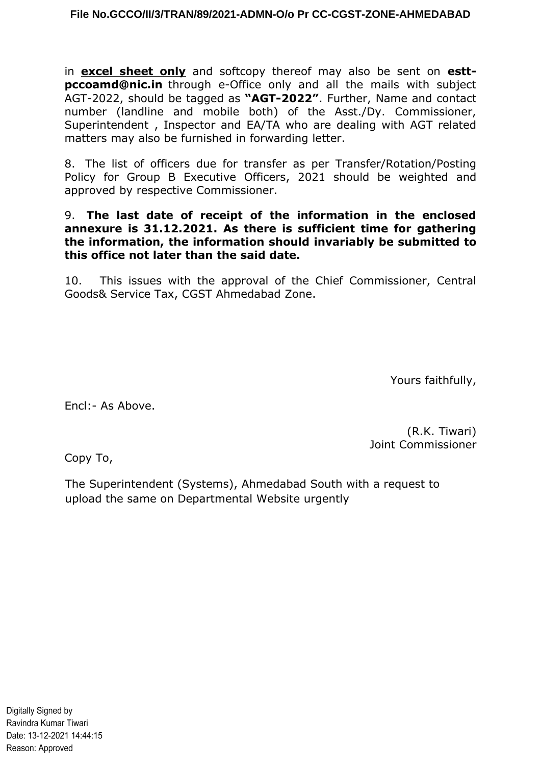in **excel sheet only** and softcopy thereof may also be sent on **estt-pccoamd@nic.in** through e-Office only and all the mails with subject AGT-2022, should be tagged as **"AGT-2022"**. Further, Name and contact number (landline and mobile both) of the Asst./Dy. Commissioner, Superintendent , Inspector and EA/TA who are dealing with AGT related matters may also be furnished in forwarding letter.

8. The list of officers due for transfer as per Transfer/Rotation/Posting Policy for Group B Executive Officers, 2021 should be weighted and approved by respective Commissioner.

9. **The last date of receipt of the information in the enclosed annexure is 31.12.2021. As there is sufficient time for gathering the information, the information should invariably be submitted to this office not later than the said date.**

10. This issues with the approval of the Chief Commissioner, Central Goods& Service Tax, CGST Ahmedabad Zone.

Yours faithfully,

Encl:- As Above.

(R.K. Tiwari)
Joint Commissioner

Copy To,

The Superintendent (Systems), Ahmedabad South with a request to upload the same on Departmental Website urgently

Digitally Signed by
Ravindra Kumar Tiwari
Date: 13-12-2021 14:44:15
Reason: Approved